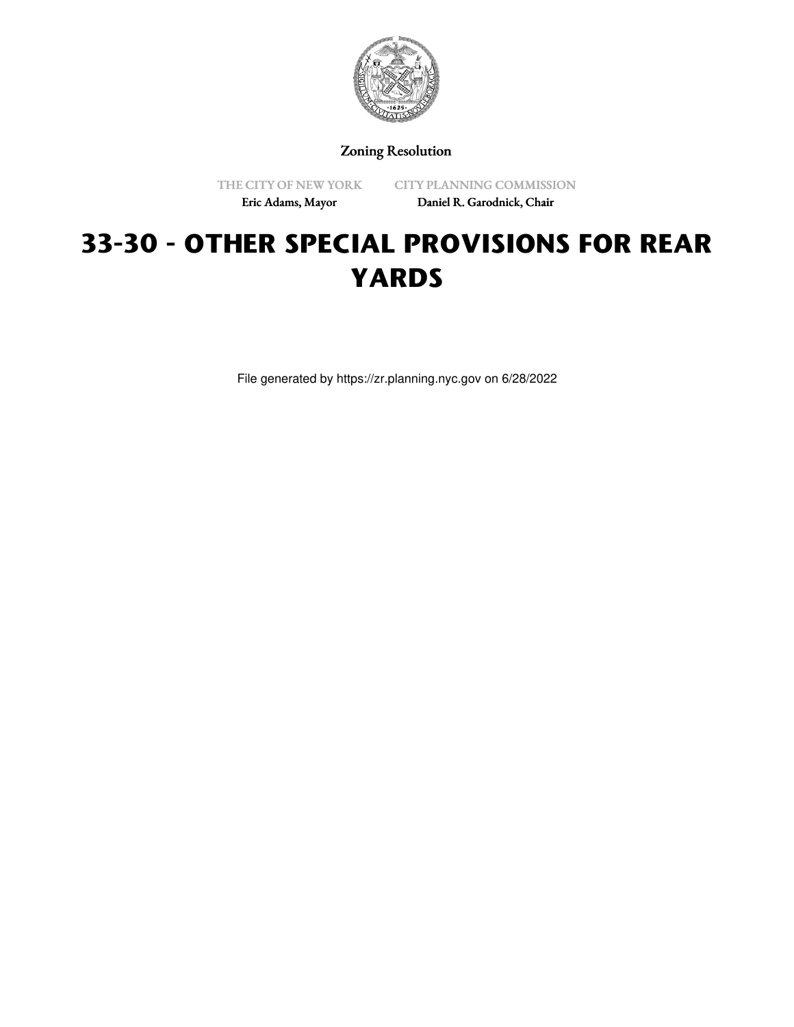Zoning Resolution

THE CITY OF NEW YORK
Eric Adams, Mayor

CITY PLANNING COMMISSION
Daniel R. Garodnick, Chair

# 33-30 - OTHER SPECIAL PROVISIONS FOR REAR YARDS

File generated by https://zr.planning.nyc.gov on 6/28/2022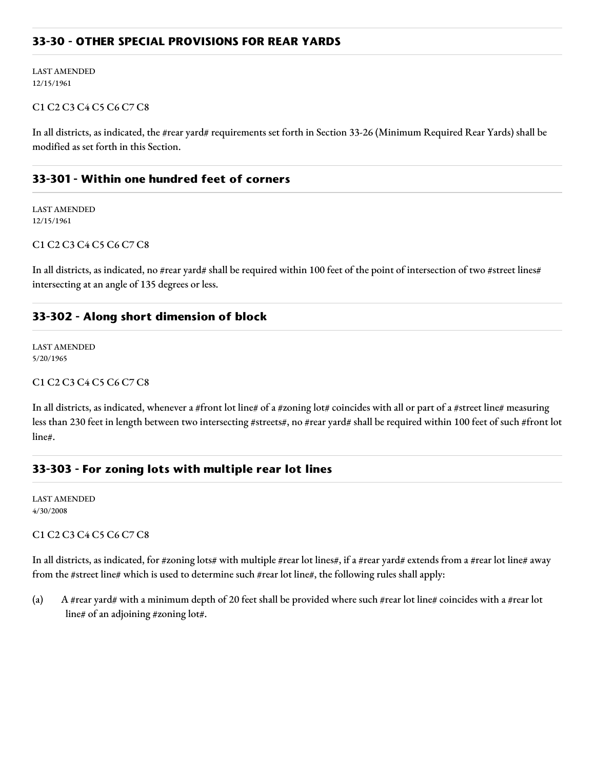## 33-30 - OTHER SPECIAL PROVISIONS FOR REAR YARDS

LAST AMENDED
12/15/1961

C1 C2 C3 C4 C5 C6 C7 C8

In all districts, as indicated, the #rear yard# requirements set forth in Section 33-26 (Minimum Required Rear Yards) shall be modified as set forth in this Section.

### 33-301 - Within one hundred feet of corners

LAST AMENDED
12/15/1961

C1 C2 C3 C4 C5 C6 C7 C8

In all districts, as indicated, no #rear yard# shall be required within 100 feet of the point of intersection of two #street lines# intersecting at an angle of 135 degrees or less.

### 33-302 - Along short dimension of block

LAST AMENDED
5/20/1965

C1 C2 C3 C4 C5 C6 C7 C8

In all districts, as indicated, whenever a #front lot line# of a #zoning lot# coincides with all or part of a #street line# measuring less than 230 feet in length between two intersecting #streets#, no #rear yard# shall be required within 100 feet of such #front lot line#.

### 33-303 - For zoning lots with multiple rear lot lines

LAST AMENDED
4/30/2008

C1 C2 C3 C4 C5 C6 C7 C8

In all districts, as indicated, for #zoning lots# with multiple #rear lot lines#, if a #rear yard# extends from a #rear lot line# away from the #street line# which is used to determine such #rear lot line#, the following rules shall apply:

(a) A #rear yard# with a minimum depth of 20 feet shall be provided where such #rear lot line# coincides with a #rear lot line# of an adjoining #zoning lot#.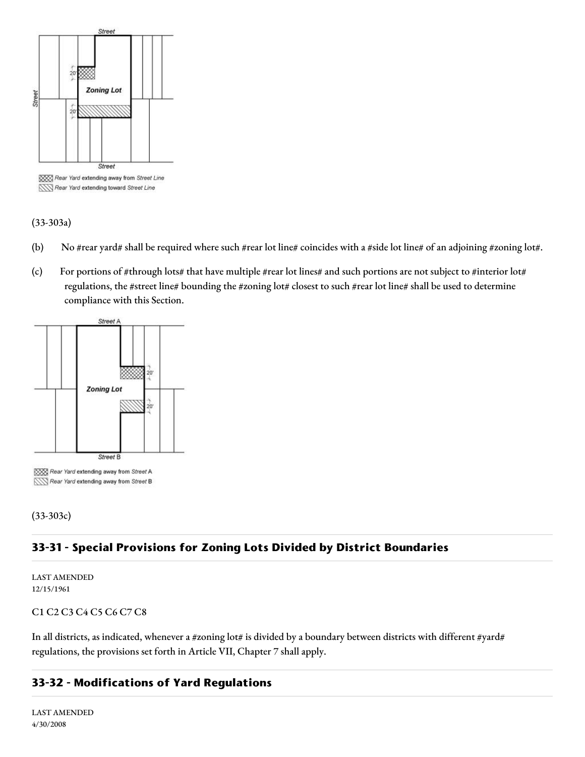(33-303a)

(b) No #rear yard# shall be required where such #rear lot line# coincides with a #side lot line# of an adjoining #zoning lot#.

(c) For portions of #through lots# that have multiple #rear lot lines# and such portions are not subject to #interior lot# regulations, the #street line# bounding the #zoning lot# closest to such #rear lot line# shall be used to determine compliance with this Section.

(33-303c)

## 33-31 - Special Provisions for Zoning Lots Divided by District Boundaries

LAST AMENDED
12/15/1961

C1 C2 C3 C4 C5 C6 C7 C8

In all districts, as indicated, whenever a #zoning lot# is divided by a boundary between districts with different #yard# regulations, the provisions set forth in Article VII, Chapter 7 shall apply.

## 33-32 - Modifications of Yard Regulations

LAST AMENDED
4/30/2008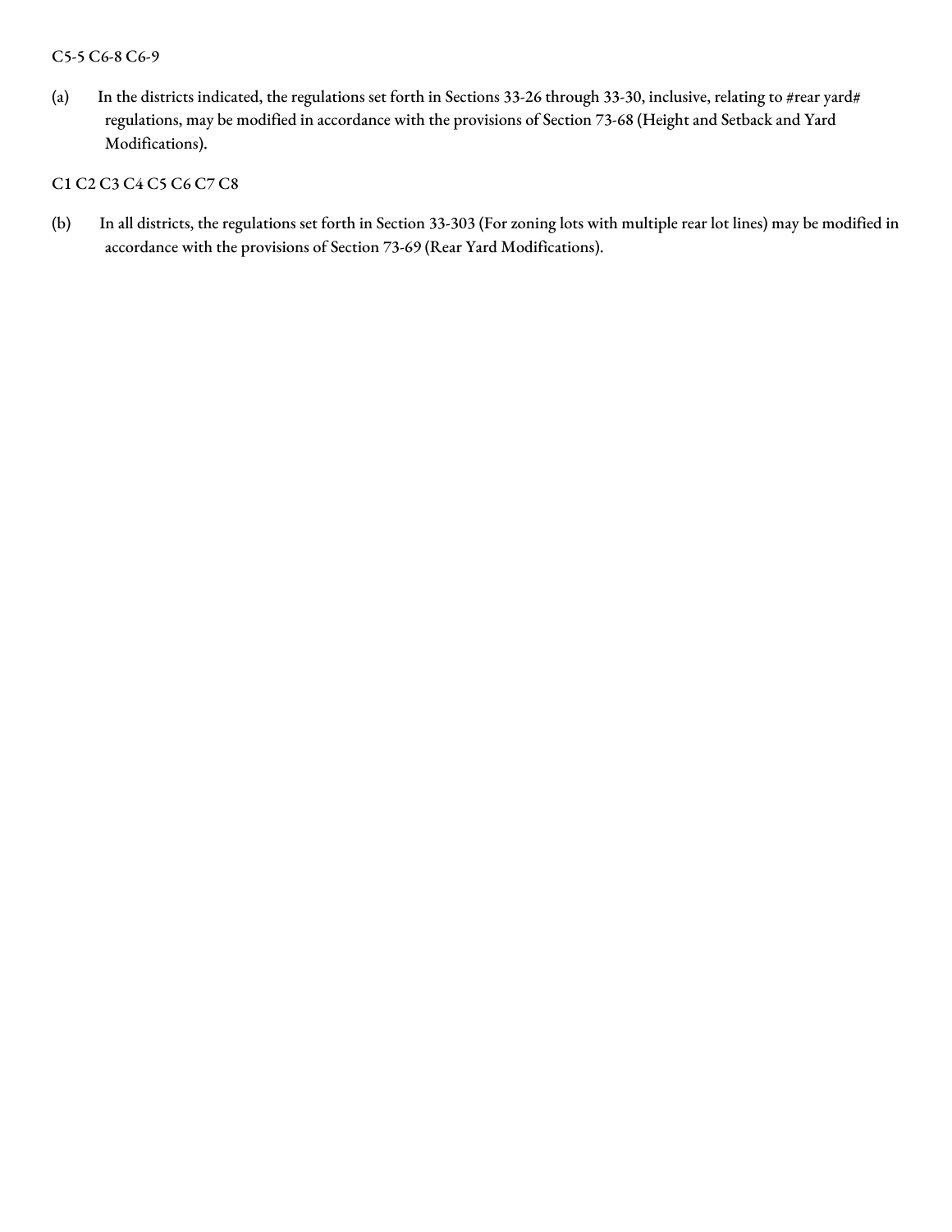C5-5 C6-8 C6-9

(a) In the districts indicated, the regulations set forth in Sections 33-26 through 33-30, inclusive, relating to #rear yard# regulations, may be modified in accordance with the provisions of Section 73-68 (Height and Setback and Yard Modifications).

C1 C2 C3 C4 C5 C6 C7 C8

(b) In all districts, the regulations set forth in Section 33-303 (For zoning lots with multiple rear lot lines) may be modified in accordance with the provisions of Section 73-69 (Rear Yard Modifications).